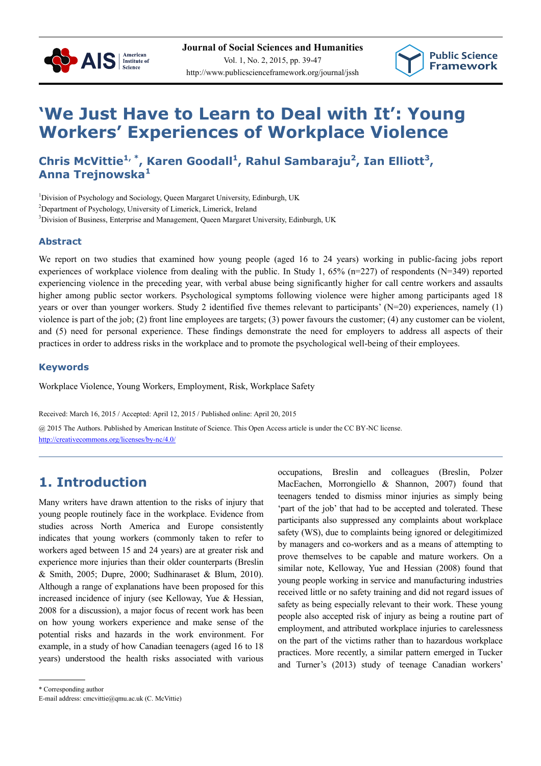# 'We Just Have to Learn to Deal with It': Young Workers' Experiences of Workplace Violence

**Chris McVittie[1, *], Karen Goodall[1], Rahul Sambaraju[2], Ian Elliott[3], Anna Trejnowska[1]**

[1]Division of Psychology and Sociology, Queen Margaret University, Edinburgh, UK

[2]Department of Psychology, University of Limerick, Limerick, Ireland

[3]Division of Business, Enterprise and Management, Queen Margaret University, Edinburgh, UK

## Abstract

We report on two studies that examined how young people (aged 16 to 24 years) working in public-facing jobs report experiences of workplace violence from dealing with the public. In Study 1, 65% (n=227) of respondents (N=349) reported experiencing violence in the preceding year, with verbal abuse being significantly higher for call centre workers and assaults higher among public sector workers. Psychological symptoms following violence were higher among participants aged 18 years or over than younger workers. Study 2 identified five themes relevant to participants' (N=20) experiences, namely (1) violence is part of the job; (2) front line employees are targets; (3) power favours the customer; (4) any customer can be violent, and (5) need for personal experience. These findings demonstrate the need for employers to address all aspects of their practices in order to address risks in the workplace and to promote the psychological well-being of their employees.

## Keywords

Workplace Violence, Young Workers, Employment, Risk, Workplace Safety

Received: March 16, 2015 / Accepted: April 12, 2015 / Published online: April 20, 2015

@ 2015 The Authors. Published by American Institute of Science. This Open Access article is under the CC BY-NC license. http://creativecommons.org/licenses/by-nc/4.0/

## 1. Introduction

Many writers have drawn attention to the risks of injury that young people routinely face in the workplace. Evidence from studies across North America and Europe consistently indicates that young workers (commonly taken to refer to workers aged between 15 and 24 years) are at greater risk and experience more injuries than their older counterparts (Breslin & Smith, 2005; Dupre, 2000; Sudhinaraset & Blum, 2010). Although a range of explanations have been proposed for this increased incidence of injury (see Kelloway, Yue & Hessian, 2008 for a discussion), a major focus of recent work has been on how young workers experience and make sense of the potential risks and hazards in the work environment. For example, in a study of how Canadian teenagers (aged 16 to 18 years) understood the health risks associated with various occupations, Breslin and colleagues (Breslin, Polzer MacEachen, Morrongiello & Shannon, 2007) found that teenagers tended to dismiss minor injuries as simply being 'part of the job' that had to be accepted and tolerated. These participants also suppressed any complaints about workplace safety (WS), due to complaints being ignored or delegitimized by managers and co-workers and as a means of attempting to prove themselves to be capable and mature workers. On a similar note, Kelloway, Yue and Hessian (2008) found that young people working in service and manufacturing industries received little or no safety training and did not regard issues of safety as being especially relevant to their work. These young people also accepted risk of injury as being a routine part of employment, and attributed workplace injuries to carelessness on the part of the victims rather than to hazardous workplace practices. More recently, a similar pattern emerged in Tucker and Turner's (2013) study of teenage Canadian workers'

* Corresponding author

E-mail address: cmcvittie@qmu.ac.uk (C. McVittie)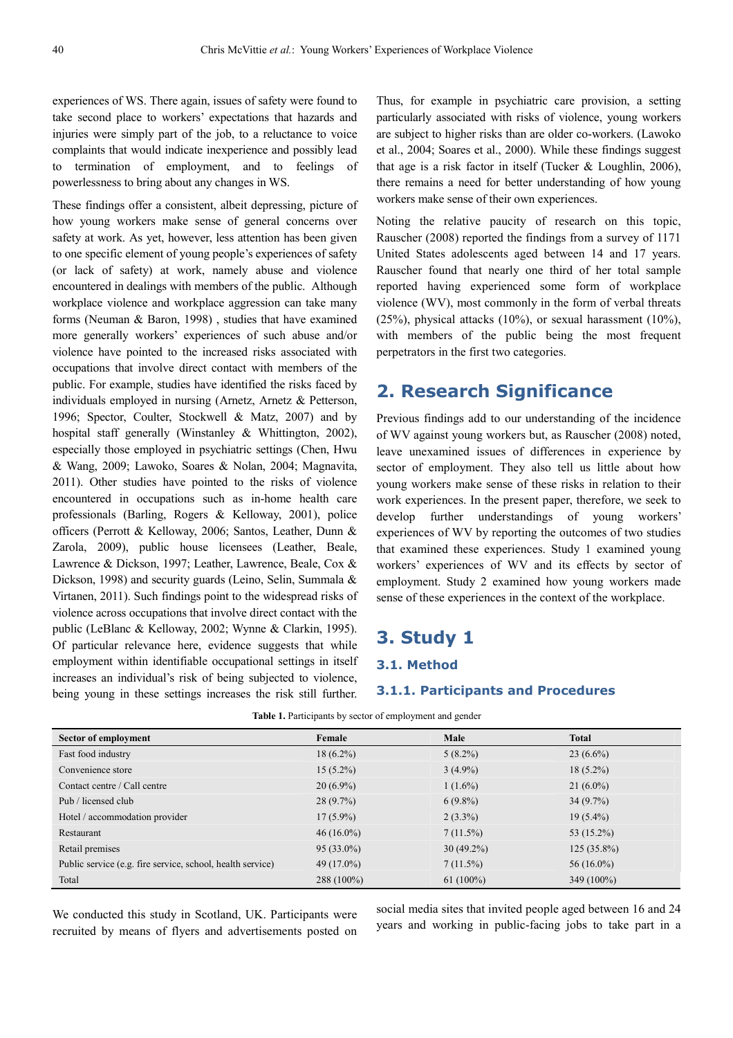experiences of WS. There again, issues of safety were found to take second place to workers' expectations that hazards and injuries were simply part of the job, to a reluctance to voice complaints that would indicate inexperience and possibly lead to termination of employment, and to feelings of powerlessness to bring about any changes in WS.

These findings offer a consistent, albeit depressing, picture of how young workers make sense of general concerns over safety at work. As yet, however, less attention has been given to one specific element of young people's experiences of safety (or lack of safety) at work, namely abuse and violence encountered in dealings with members of the public. Although workplace violence and workplace aggression can take many forms (Neuman & Baron, 1998) , studies that have examined more generally workers' experiences of such abuse and/or violence have pointed to the increased risks associated with occupations that involve direct contact with members of the public. For example, studies have identified the risks faced by individuals employed in nursing (Arnetz, Arnetz & Petterson, 1996; Spector, Coulter, Stockwell & Matz, 2007) and by hospital staff generally (Winstanley & Whittington, 2002), especially those employed in psychiatric settings (Chen, Hwu & Wang, 2009; Lawoko, Soares & Nolan, 2004; Magnavita, 2011). Other studies have pointed to the risks of violence encountered in occupations such as in-home health care professionals (Barling, Rogers & Kelloway, 2001), police officers (Perrott & Kelloway, 2006; Santos, Leather, Dunn & Zarola, 2009), public house licensees (Leather, Beale, Lawrence & Dickson, 1997; Leather, Lawrence, Beale, Cox & Dickson, 1998) and security guards (Leino, Selin, Summala & Virtanen, 2011). Such findings point to the widespread risks of violence across occupations that involve direct contact with the public (LeBlanc & Kelloway, 2002; Wynne & Clarkin, 1995). Of particular relevance here, evidence suggests that while employment within identifiable occupational settings in itself increases an individual's risk of being subjected to violence, being young in these settings increases the risk still further. Thus, for example in psychiatric care provision, a setting particularly associated with risks of violence, young workers are subject to higher risks than are older co-workers. (Lawoko et al., 2004; Soares et al., 2000). While these findings suggest that age is a risk factor in itself (Tucker & Loughlin, 2006), there remains a need for better understanding of how young workers make sense of their own experiences.

Noting the relative paucity of research on this topic, Rauscher (2008) reported the findings from a survey of 1171 United States adolescents aged between 14 and 17 years. Rauscher found that nearly one third of her total sample reported having experienced some form of workplace violence (WV), most commonly in the form of verbal threats (25%), physical attacks (10%), or sexual harassment (10%), with members of the public being the most frequent perpetrators in the first two categories.

## 2. Research Significance

Previous findings add to our understanding of the incidence of WV against young workers but, as Rauscher (2008) noted, leave unexamined issues of differences in experience by sector of employment. They also tell us little about how young workers make sense of these risks in relation to their work experiences. In the present paper, therefore, we seek to develop further understandings of young workers' experiences of WV by reporting the outcomes of two studies that examined these experiences. Study 1 examined young workers' experiences of WV and its effects by sector of employment. Study 2 examined how young workers made sense of these experiences in the context of the workplace.

## 3. Study 1

### 3.1. Method

#### 3.1.1. Participants and Procedures

**Table 1.** Participants by sector of employment and gender

| Sector of employment | Female | Male | Total |
|---|---|---|---|
| Fast food industry | 18 (6.2%) | 5 (8.2%) | 23 (6.6%) |
| Convenience store | 15 (5.2%) | 3 (4.9%) | 18 (5.2%) |
| Contact centre / Call centre | 20 (6.9%) | 1 (1.6%) | 21 (6.0%) |
| Pub / licensed club | 28 (9.7%) | 6 (9.8%) | 34 (9.7%) |
| Hotel / accommodation provider | 17 (5.9%) | 2 (3.3%) | 19 (5.4%) |
| Restaurant | 46 (16.0%) | 7 (11.5%) | 53 (15.2%) |
| Retail premises | 95 (33.0%) | 30 (49.2%) | 125 (35.8%) |
| Public service (e.g. fire service, school, health service) | 49 (17.0%) | 7 (11.5%) | 56 (16.0%) |
| Total | 288 (100%) | 61 (100%) | 349 (100%) |

We conducted this study in Scotland, UK. Participants were recruited by means of flyers and advertisements posted on social media sites that invited people aged between 16 and 24 years and working in public-facing jobs to take part in a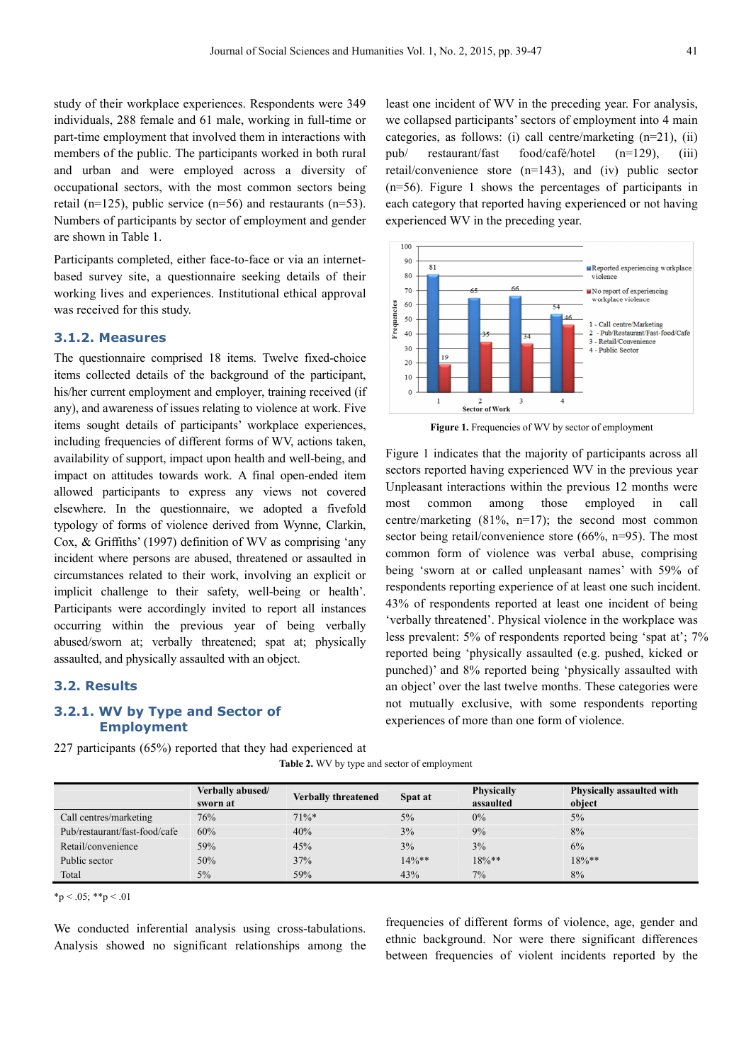study of their workplace experiences. Respondents were 349 individuals, 288 female and 61 male, working in full-time or part-time employment that involved them in interactions with members of the public. The participants worked in both rural and urban and were employed across a diversity of occupational sectors, with the most common sectors being retail (n=125), public service (n=56) and restaurants (n=53). Numbers of participants by sector of employment and gender are shown in Table 1.

Participants completed, either face-to-face or via an internet-based survey site, a questionnaire seeking details of their working lives and experiences. Institutional ethical approval was received for this study.

### 3.1.2. Measures

The questionnaire comprised 18 items. Twelve fixed-choice items collected details of the background of the participant, his/her current employment and employer, training received (if any), and awareness of issues relating to violence at work. Five items sought details of participants' workplace experiences, including frequencies of different forms of WV, actions taken, availability of support, impact upon health and well-being, and impact on attitudes towards work. A final open-ended item allowed participants to express any views not covered elsewhere. In the questionnaire, we adopted a fivefold typology of forms of violence derived from Wynne, Clarkin, Cox, & Griffiths' (1997) definition of WV as comprising 'any incident where persons are abused, threatened or assaulted in circumstances related to their work, involving an explicit or implicit challenge to their safety, well-being or health'. Participants were accordingly invited to report all instances occurring within the previous year of being verbally abused/sworn at; verbally threatened; spat at; physically assaulted, and physically assaulted with an object.

## 3.2. Results

### 3.2.1. WV by Type and Sector of Employment

227 participants (65%) reported that they had experienced at least one incident of WV in the preceding year. For analysis, we collapsed participants' sectors of employment into 4 main categories, as follows: (i) call centre/marketing (n=21), (ii) pub/ restaurant/fast food/café/hotel (n=129), (iii) retail/convenience store (n=143), and (iv) public sector (n=56). Figure 1 shows the percentages of participants in each category that reported having experienced or not having experienced WV in the preceding year.

| Sector of Work | Reported experiencing workplace violence | No report of experiencing workplace violence |
|---|---|---|
| 1 - Call centre/Marketing | 81 | 19 |
| 2 - Pub/Restaurant/Fast-food/Cafe | 65 | 35 |
| 3 - Retail/Convenience | 66 | 34 |
| 4 - Public Sector | 54 | 46 |

**Figure 1.** Frequencies of WV by sector of employment

Figure 1 indicates that the majority of participants across all sectors reported having experienced WV in the previous year Unpleasant interactions within the previous 12 months were most common among those employed in call centre/marketing (81%, n=17); the second most common sector being retail/convenience store (66%, n=95). The most common form of violence was verbal abuse, comprising being 'sworn at or called unpleasant names' with 59% of respondents reporting experience of at least one such incident. 43% of respondents reported at least one incident of being 'verbally threatened'. Physical violence in the workplace was less prevalent: 5% of respondents reported being 'spat at'; 7% reported being 'physically assaulted (e.g. pushed, kicked or punched)' and 8% reported being 'physically assaulted with an object' over the last twelve months. These categories were not mutually exclusive, with some respondents reporting experiences of more than one form of violence.

**Table 2.** WV by type and sector of employment

| | Verbally abused/ sworn at | Verbally threatened | Spat at | Physically assaulted | Physically assaulted with object |
|---|---|---|---|---|---|
| Call centres/marketing | 76% | 71%* | 5% | 0% | 5% |
| Pub/restaurant/fast-food/cafe | 60% | 40% | 3% | 9% | 8% |
| Retail/convenience | 59% | 45% | 3% | 3% | 6% |
| Public sector | 50% | 37% | 14%** | 18%** | 18%** |
| Total | 5% | 59% | 43% | 7% | 8% |

*p < .05; **p < .01

We conducted inferential analysis using cross-tabulations. Analysis showed no significant relationships among the frequencies of different forms of violence, age, gender and ethnic background. Nor were there significant differences between frequencies of violent incidents reported by the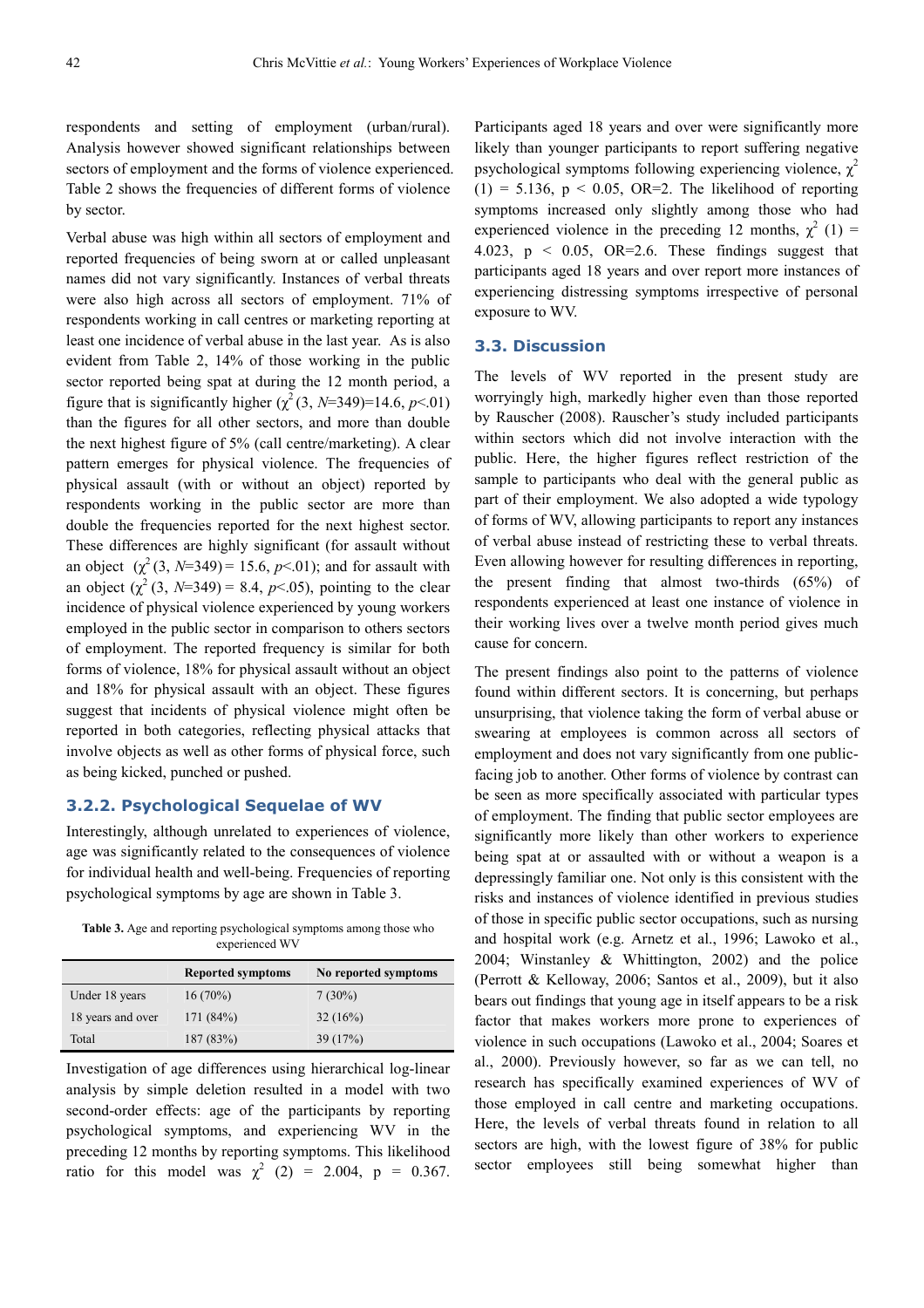respondents and setting of employment (urban/rural). Analysis however showed significant relationships between sectors of employment and the forms of violence experienced. Table 2 shows the frequencies of different forms of violence by sector.

Verbal abuse was high within all sectors of employment and reported frequencies of being sworn at or called unpleasant names did not vary significantly. Instances of verbal threats were also high across all sectors of employment. 71% of respondents working in call centres or marketing reporting at least one incidence of verbal abuse in the last year. As is also evident from Table 2, 14% of those working in the public sector reported being spat at during the 12 month period, a figure that is significantly higher ($\chi^2$ (3, *N*=349)=14.6, *p*<.01) than the figures for all other sectors, and more than double the next highest figure of 5% (call centre/marketing). A clear pattern emerges for physical violence. The frequencies of physical assault (with or without an object) reported by respondents working in the public sector are more than double the frequencies reported for the next highest sector. These differences are highly significant (for assault without an object ($\chi^2$ (3, *N*=349) = 15.6, *p*<.01); and for assault with an object ($\chi^2$ (3, *N*=349) = 8.4, *p*<.05), pointing to the clear incidence of physical violence experienced by young workers employed in the public sector in comparison to others sectors of employment. The reported frequency is similar for both forms of violence, 18% for physical assault without an object and 18% for physical assault with an object. These figures suggest that incidents of physical violence might often be reported in both categories, reflecting physical attacks that involve objects as well as other forms of physical force, such as being kicked, punched or pushed.

### 3.2.2. Psychological Sequelae of WV

Interestingly, although unrelated to experiences of violence, age was significantly related to the consequences of violence for individual health and well-being. Frequencies of reporting psychological symptoms by age are shown in Table 3.

**Table 3.** Age and reporting psychological symptoms among those who experienced WV

| | Reported symptoms | No reported symptoms |
|---|---|---|
| Under 18 years | 16 (70%) | 7 (30%) |
| 18 years and over | 171 (84%) | 32 (16%) |
| Total | 187 (83%) | 39 (17%) |

Investigation of age differences using hierarchical log-linear analysis by simple deletion resulted in a model with two second-order effects: age of the participants by reporting psychological symptoms, and experiencing WV in the preceding 12 months by reporting symptoms. This likelihood ratio for this model was $\chi^2$ (2) = 2.004, p = 0.367. Participants aged 18 years and over were significantly more likely than younger participants to report suffering negative psychological symptoms following experiencing violence, $\chi^2$ (1) = 5.136, p < 0.05, OR=2. The likelihood of reporting symptoms increased only slightly among those who had experienced violence in the preceding 12 months, $\chi^2$ (1) = 4.023, p < 0.05, OR=2.6. These findings suggest that participants aged 18 years and over report more instances of experiencing distressing symptoms irrespective of personal exposure to WV.

## 3.3. Discussion

The levels of WV reported in the present study are worryingly high, markedly higher even than those reported by Rauscher (2008). Rauscher's study included participants within sectors which did not involve interaction with the public. Here, the higher figures reflect restriction of the sample to participants who deal with the general public as part of their employment. We also adopted a wide typology of forms of WV, allowing participants to report any instances of verbal abuse instead of restricting these to verbal threats. Even allowing however for resulting differences in reporting, the present finding that almost two-thirds (65%) of respondents experienced at least one instance of violence in their working lives over a twelve month period gives much cause for concern.

The present findings also point to the patterns of violence found within different sectors. It is concerning, but perhaps unsurprising, that violence taking the form of verbal abuse or swearing at employees is common across all sectors of employment and does not vary significantly from one public-facing job to another. Other forms of violence by contrast can be seen as more specifically associated with particular types of employment. The finding that public sector employees are significantly more likely than other workers to experience being spat at or assaulted with or without a weapon is a depressingly familiar one. Not only is this consistent with the risks and instances of violence identified in previous studies of those in specific public sector occupations, such as nursing and hospital work (e.g. Arnetz et al., 1996; Lawoko et al., 2004; Winstanley & Whittington, 2002) and the police (Perrott & Kelloway, 2006; Santos et al., 2009), but it also bears out findings that young age in itself appears to be a risk factor that makes workers more prone to experiences of violence in such occupations (Lawoko et al., 2004; Soares et al., 2000). Previously however, so far as we can tell, no research has specifically examined experiences of WV of those employed in call centre and marketing occupations. Here, the levels of verbal threats found in relation to all sectors are high, with the lowest figure of 38% for public sector employees still being somewhat higher than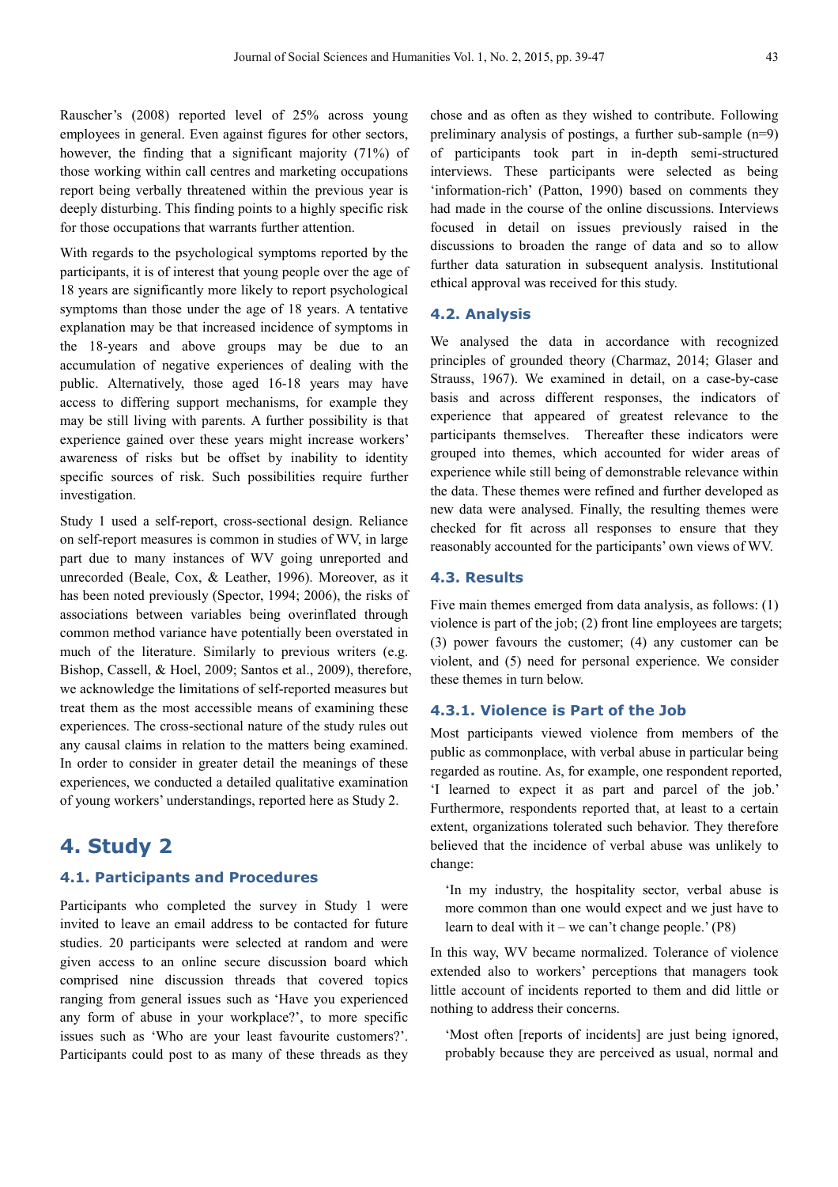Rauscher's (2008) reported level of 25% across young employees in general. Even against figures for other sectors, however, the finding that a significant majority (71%) of those working within call centres and marketing occupations report being verbally threatened within the previous year is deeply disturbing. This finding points to a highly specific risk for those occupations that warrants further attention.

With regards to the psychological symptoms reported by the participants, it is of interest that young people over the age of 18 years are significantly more likely to report psychological symptoms than those under the age of 18 years. A tentative explanation may be that increased incidence of symptoms in the 18-years and above groups may be due to an accumulation of negative experiences of dealing with the public. Alternatively, those aged 16-18 years may have access to differing support mechanisms, for example they may be still living with parents. A further possibility is that experience gained over these years might increase workers' awareness of risks but be offset by inability to identity specific sources of risk. Such possibilities require further investigation.

Study 1 used a self-report, cross-sectional design. Reliance on self-report measures is common in studies of WV, in large part due to many instances of WV going unreported and unrecorded (Beale, Cox, & Leather, 1996). Moreover, as it has been noted previously (Spector, 1994; 2006), the risks of associations between variables being overinflated through common method variance have potentially been overstated in much of the literature. Similarly to previous writers (e.g. Bishop, Cassell, & Hoel, 2009; Santos et al., 2009), therefore, we acknowledge the limitations of self-reported measures but treat them as the most accessible means of examining these experiences. The cross-sectional nature of the study rules out any causal claims in relation to the matters being examined. In order to consider in greater detail the meanings of these experiences, we conducted a detailed qualitative examination of young workers' understandings, reported here as Study 2.

# 4. Study 2

## 4.1. Participants and Procedures

Participants who completed the survey in Study 1 were invited to leave an email address to be contacted for future studies. 20 participants were selected at random and were given access to an online secure discussion board which comprised nine discussion threads that covered topics ranging from general issues such as 'Have you experienced any form of abuse in your workplace?', to more specific issues such as 'Who are your least favourite customers?'. Participants could post to as many of these threads as they chose and as often as they wished to contribute. Following preliminary analysis of postings, a further sub-sample (n=9) of participants took part in in-depth semi-structured interviews. These participants were selected as being 'information-rich' (Patton, 1990) based on comments they had made in the course of the online discussions. Interviews focused in detail on issues previously raised in the discussions to broaden the range of data and so to allow further data saturation in subsequent analysis. Institutional ethical approval was received for this study.

## 4.2. Analysis

We analysed the data in accordance with recognized principles of grounded theory (Charmaz, 2014; Glaser and Strauss, 1967). We examined in detail, on a case-by-case basis and across different responses, the indicators of experience that appeared of greatest relevance to the participants themselves. Thereafter these indicators were grouped into themes, which accounted for wider areas of experience while still being of demonstrable relevance within the data. These themes were refined and further developed as new data were analysed. Finally, the resulting themes were checked for fit across all responses to ensure that they reasonably accounted for the participants' own views of WV.

## 4.3. Results

Five main themes emerged from data analysis, as follows: (1) violence is part of the job; (2) front line employees are targets; (3) power favours the customer; (4) any customer can be violent, and (5) need for personal experience. We consider these themes in turn below.

### 4.3.1. Violence is Part of the Job

Most participants viewed violence from members of the public as commonplace, with verbal abuse in particular being regarded as routine. As, for example, one respondent reported, 'I learned to expect it as part and parcel of the job.' Furthermore, respondents reported that, at least to a certain extent, organizations tolerated such behavior. They therefore believed that the incidence of verbal abuse was unlikely to change:

> 'In my industry, the hospitality sector, verbal abuse is more common than one would expect and we just have to learn to deal with it – we can't change people.' (P8)

In this way, WV became normalized. Tolerance of violence extended also to workers' perceptions that managers took little account of incidents reported to them and did little or nothing to address their concerns.

> 'Most often [reports of incidents] are just being ignored, probably because they are perceived as usual, normal and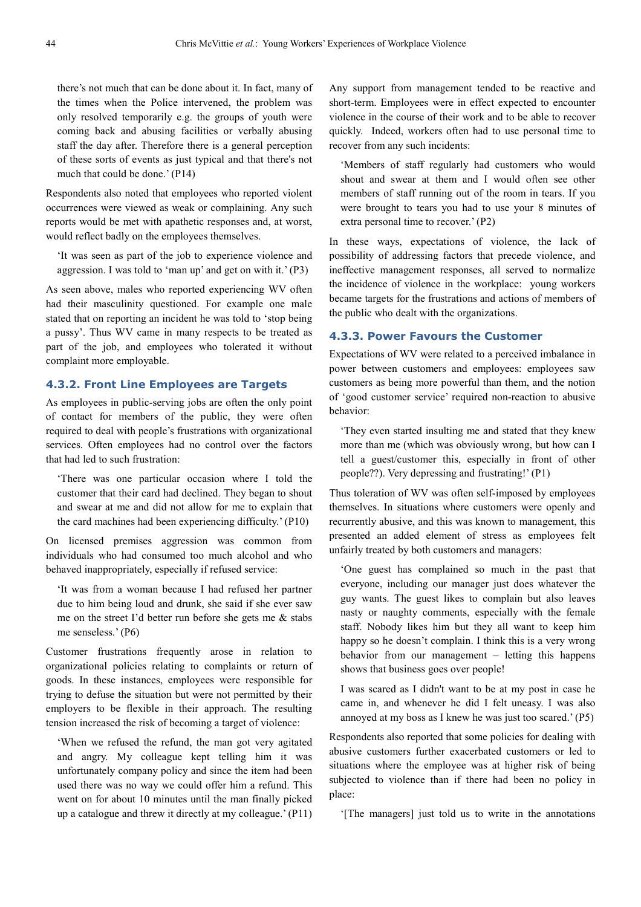there's not much that can be done about it. In fact, many of the times when the Police intervened, the problem was only resolved temporarily e.g. the groups of youth were coming back and abusing facilities or verbally abusing staff the day after. Therefore there is a general perception of these sorts of events as just typical and that there's not much that could be done.' (P14)

Respondents also noted that employees who reported violent occurrences were viewed as weak or complaining. Any such reports would be met with apathetic responses and, at worst, would reflect badly on the employees themselves.

> 'It was seen as part of the job to experience violence and aggression. I was told to 'man up' and get on with it.' (P3)

As seen above, males who reported experiencing WV often had their masculinity questioned. For example one male stated that on reporting an incident he was told to 'stop being a pussy'. Thus WV came in many respects to be treated as part of the job, and employees who tolerated it without complaint more employable.

### 4.3.2. Front Line Employees are Targets

As employees in public-serving jobs are often the only point of contact for members of the public, they were often required to deal with people's frustrations with organizational services. Often employees had no control over the factors that had led to such frustration:

> 'There was one particular occasion where I told the customer that their card had declined. They began to shout and swear at me and did not allow for me to explain that the card machines had been experiencing difficulty.' (P10)

On licensed premises aggression was common from individuals who had consumed too much alcohol and who behaved inappropriately, especially if refused service:

> 'It was from a woman because I had refused her partner due to him being loud and drunk, she said if she ever saw me on the street I'd better run before she gets me & stabs me senseless.' (P6)

Customer frustrations frequently arose in relation to organizational policies relating to complaints or return of goods. In these instances, employees were responsible for trying to defuse the situation but were not permitted by their employers to be flexible in their approach. The resulting tension increased the risk of becoming a target of violence:

> 'When we refused the refund, the man got very agitated and angry. My colleague kept telling him it was unfortunately company policy and since the item had been used there was no way we could offer him a refund. This went on for about 10 minutes until the man finally picked up a catalogue and threw it directly at my colleague.' (P11)

Any support from management tended to be reactive and short-term. Employees were in effect expected to encounter violence in the course of their work and to be able to recover quickly. Indeed, workers often had to use personal time to recover from any such incidents:

> 'Members of staff regularly had customers who would shout and swear at them and I would often see other members of staff running out of the room in tears. If you were brought to tears you had to use your 8 minutes of extra personal time to recover.' (P2)

In these ways, expectations of violence, the lack of possibility of addressing factors that precede violence, and ineffective management responses, all served to normalize the incidence of violence in the workplace: young workers became targets for the frustrations and actions of members of the public who dealt with the organizations.

### 4.3.3. Power Favours the Customer

Expectations of WV were related to a perceived imbalance in power between customers and employees: employees saw customers as being more powerful than them, and the notion of 'good customer service' required non-reaction to abusive behavior:

> 'They even started insulting me and stated that they knew more than me (which was obviously wrong, but how can I tell a guest/customer this, especially in front of other people??). Very depressing and frustrating!' (P1)

Thus toleration of WV was often self-imposed by employees themselves. In situations where customers were openly and recurrently abusive, and this was known to management, this presented an added element of stress as employees felt unfairly treated by both customers and managers:

> 'One guest has complained so much in the past that everyone, including our manager just does whatever the guy wants. The guest likes to complain but also leaves nasty or naughty comments, especially with the female staff. Nobody likes him but they all want to keep him happy so he doesn't complain. I think this is a very wrong behavior from our management – letting this happens shows that business goes over people!
>
> I was scared as I didn't want to be at my post in case he came in, and whenever he did I felt uneasy. I was also annoyed at my boss as I knew he was just too scared.' (P5)

Respondents also reported that some policies for dealing with abusive customers further exacerbated customers or led to situations where the employee was at higher risk of being subjected to violence than if there had been no policy in place:

> '[The managers] just told us to write in the annotations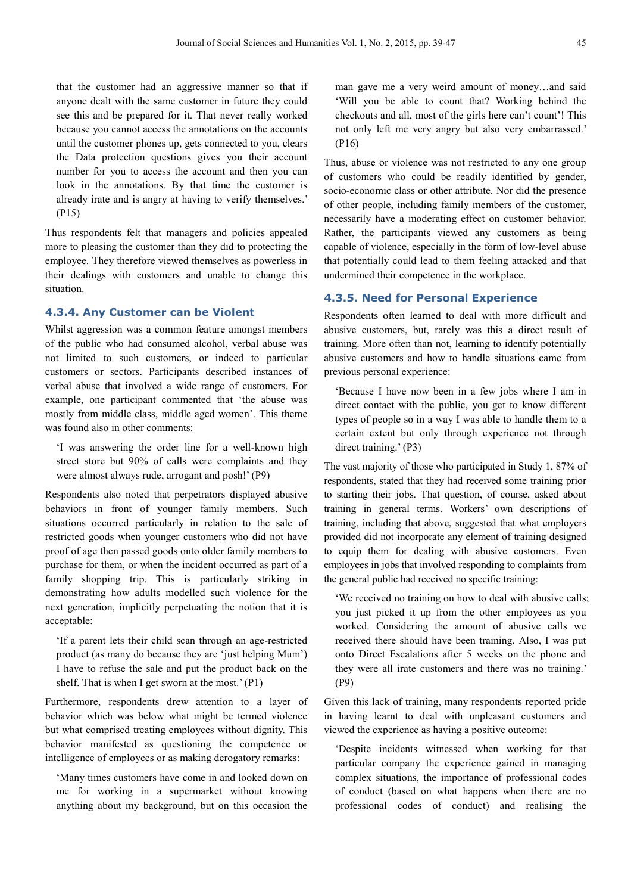that the customer had an aggressive manner so that if anyone dealt with the same customer in future they could see this and be prepared for it. That never really worked because you cannot access the annotations on the accounts until the customer phones up, gets connected to you, clears the Data protection questions gives you their account number for you to access the account and then you can look in the annotations. By that time the customer is already irate and is angry at having to verify themselves.' (P15)

Thus respondents felt that managers and policies appealed more to pleasing the customer than they did to protecting the employee. They therefore viewed themselves as powerless in their dealings with customers and unable to change this situation.

### 4.3.4. Any Customer can be Violent

Whilst aggression was a common feature amongst members of the public who had consumed alcohol, verbal abuse was not limited to such customers, or indeed to particular customers or sectors. Participants described instances of verbal abuse that involved a wide range of customers. For example, one participant commented that 'the abuse was mostly from middle class, middle aged women'. This theme was found also in other comments:

> 'I was answering the order line for a well-known high street store but 90% of calls were complaints and they were almost always rude, arrogant and posh!' (P9)

Respondents also noted that perpetrators displayed abusive behaviors in front of younger family members. Such situations occurred particularly in relation to the sale of restricted goods when younger customers who did not have proof of age then passed goods onto older family members to purchase for them, or when the incident occurred as part of a family shopping trip. This is particularly striking in demonstrating how adults modelled such violence for the next generation, implicitly perpetuating the notion that it is acceptable:

> 'If a parent lets their child scan through an age-restricted product (as many do because they are 'just helping Mum') I have to refuse the sale and put the product back on the shelf. That is when I get sworn at the most.' (P1)

Furthermore, respondents drew attention to a layer of behavior which was below what might be termed violence but what comprised treating employees without dignity. This behavior manifested as questioning the competence or intelligence of employees or as making derogatory remarks:

> 'Many times customers have come in and looked down on me for working in a supermarket without knowing anything about my background, but on this occasion the man gave me a very weird amount of money…and said 'Will you be able to count that? Working behind the checkouts and all, most of the girls here can't count'! This not only left me very angry but also very embarrassed.' (P16)

Thus, abuse or violence was not restricted to any one group of customers who could be readily identified by gender, socio-economic class or other attribute. Nor did the presence of other people, including family members of the customer, necessarily have a moderating effect on customer behavior. Rather, the participants viewed any customers as being capable of violence, especially in the form of low-level abuse that potentially could lead to them feeling attacked and that undermined their competence in the workplace.

### 4.3.5. Need for Personal Experience

Respondents often learned to deal with more difficult and abusive customers, but, rarely was this a direct result of training. More often than not, learning to identify potentially abusive customers and how to handle situations came from previous personal experience:

> 'Because I have now been in a few jobs where I am in direct contact with the public, you get to know different types of people so in a way I was able to handle them to a certain extent but only through experience not through direct training.' (P3)

The vast majority of those who participated in Study 1, 87% of respondents, stated that they had received some training prior to starting their jobs. That question, of course, asked about training in general terms. Workers' own descriptions of training, including that above, suggested that what employers provided did not incorporate any element of training designed to equip them for dealing with abusive customers. Even employees in jobs that involved responding to complaints from the general public had received no specific training:

> 'We received no training on how to deal with abusive calls; you just picked it up from the other employees as you worked. Considering the amount of abusive calls we received there should have been training. Also, I was put onto Direct Escalations after 5 weeks on the phone and they were all irate customers and there was no training.' (P9)

Given this lack of training, many respondents reported pride in having learnt to deal with unpleasant customers and viewed the experience as having a positive outcome:

> 'Despite incidents witnessed when working for that particular company the experience gained in managing complex situations, the importance of professional codes of conduct (based on what happens when there are no professional codes of conduct) and realising the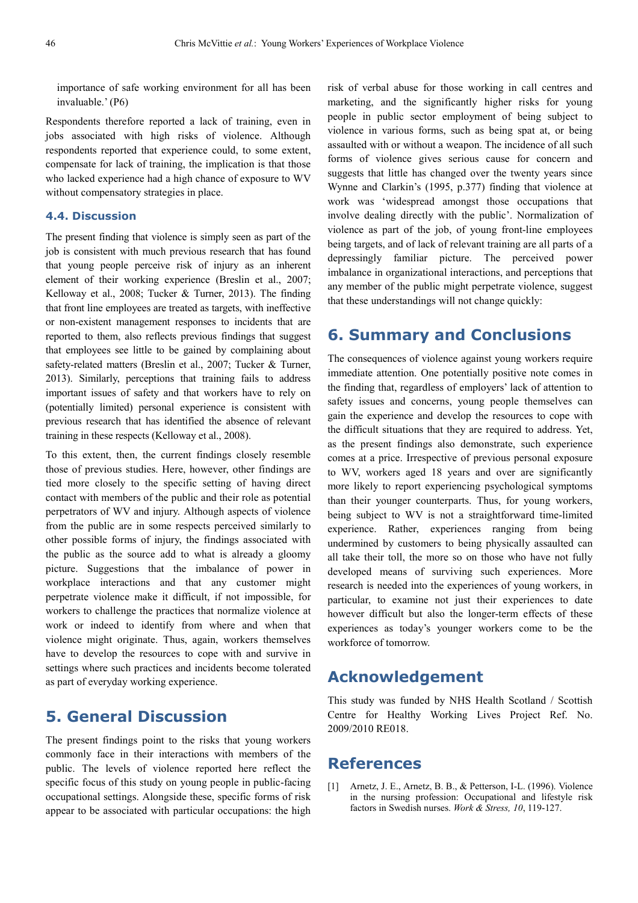importance of safe working environment for all has been invaluable.' (P6)

Respondents therefore reported a lack of training, even in jobs associated with high risks of violence. Although respondents reported that experience could, to some extent, compensate for lack of training, the implication is that those who lacked experience had a high chance of exposure to WV without compensatory strategies in place.

### 4.4. Discussion

The present finding that violence is simply seen as part of the job is consistent with much previous research that has found that young people perceive risk of injury as an inherent element of their working experience (Breslin et al., 2007; Kelloway et al., 2008; Tucker & Turner, 2013). The finding that front line employees are treated as targets, with ineffective or non-existent management responses to incidents that are reported to them, also reflects previous findings that suggest that employees see little to be gained by complaining about safety-related matters (Breslin et al., 2007; Tucker & Turner, 2013). Similarly, perceptions that training fails to address important issues of safety and that workers have to rely on (potentially limited) personal experience is consistent with previous research that has identified the absence of relevant training in these respects (Kelloway et al., 2008).

To this extent, then, the current findings closely resemble those of previous studies. Here, however, other findings are tied more closely to the specific setting of having direct contact with members of the public and their role as potential perpetrators of WV and injury. Although aspects of violence from the public are in some respects perceived similarly to other possible forms of injury, the findings associated with the public as the source add to what is already a gloomy picture. Suggestions that the imbalance of power in workplace interactions and that any customer might perpetrate violence make it difficult, if not impossible, for workers to challenge the practices that normalize violence at work or indeed to identify from where and when that violence might originate. Thus, again, workers themselves have to develop the resources to cope with and survive in settings where such practices and incidents become tolerated as part of everyday working experience.

## 5. General Discussion

The present findings point to the risks that young workers commonly face in their interactions with members of the public. The levels of violence reported here reflect the specific focus of this study on young people in public-facing occupational settings. Alongside these, specific forms of risk appear to be associated with particular occupations: the high risk of verbal abuse for those working in call centres and marketing, and the significantly higher risks for young people in public sector employment of being subject to violence in various forms, such as being spat at, or being assaulted with or without a weapon. The incidence of all such forms of violence gives serious cause for concern and suggests that little has changed over the twenty years since Wynne and Clarkin's (1995, p.377) finding that violence at work was 'widespread amongst those occupations that involve dealing directly with the public'. Normalization of violence as part of the job, of young front-line employees being targets, and of lack of relevant training are all parts of a depressingly familiar picture. The perceived power imbalance in organizational interactions, and perceptions that any member of the public might perpetrate violence, suggest that these understandings will not change quickly:

## 6. Summary and Conclusions

The consequences of violence against young workers require immediate attention. One potentially positive note comes in the finding that, regardless of employers' lack of attention to safety issues and concerns, young people themselves can gain the experience and develop the resources to cope with the difficult situations that they are required to address. Yet, as the present findings also demonstrate, such experience comes at a price. Irrespective of previous personal exposure to WV, workers aged 18 years and over are significantly more likely to report experiencing psychological symptoms than their younger counterparts. Thus, for young workers, being subject to WV is not a straightforward time-limited experience. Rather, experiences ranging from being undermined by customers to being physically assaulted can all take their toll, the more so on those who have not fully developed means of surviving such experiences. More research is needed into the experiences of young workers, in particular, to examine not just their experiences to date however difficult but also the longer-term effects of these experiences as today's younger workers come to be the workforce of tomorrow.

## Acknowledgement

This study was funded by NHS Health Scotland / Scottish Centre for Healthy Working Lives Project Ref. No. 2009/2010 RE018.

## References

[1] Arnetz, J. E., Arnetz, B. B., & Petterson, I-L. (1996). Violence in the nursing profession: Occupational and lifestyle risk factors in Swedish nurses. *Work & Stress, 10*, 119-127.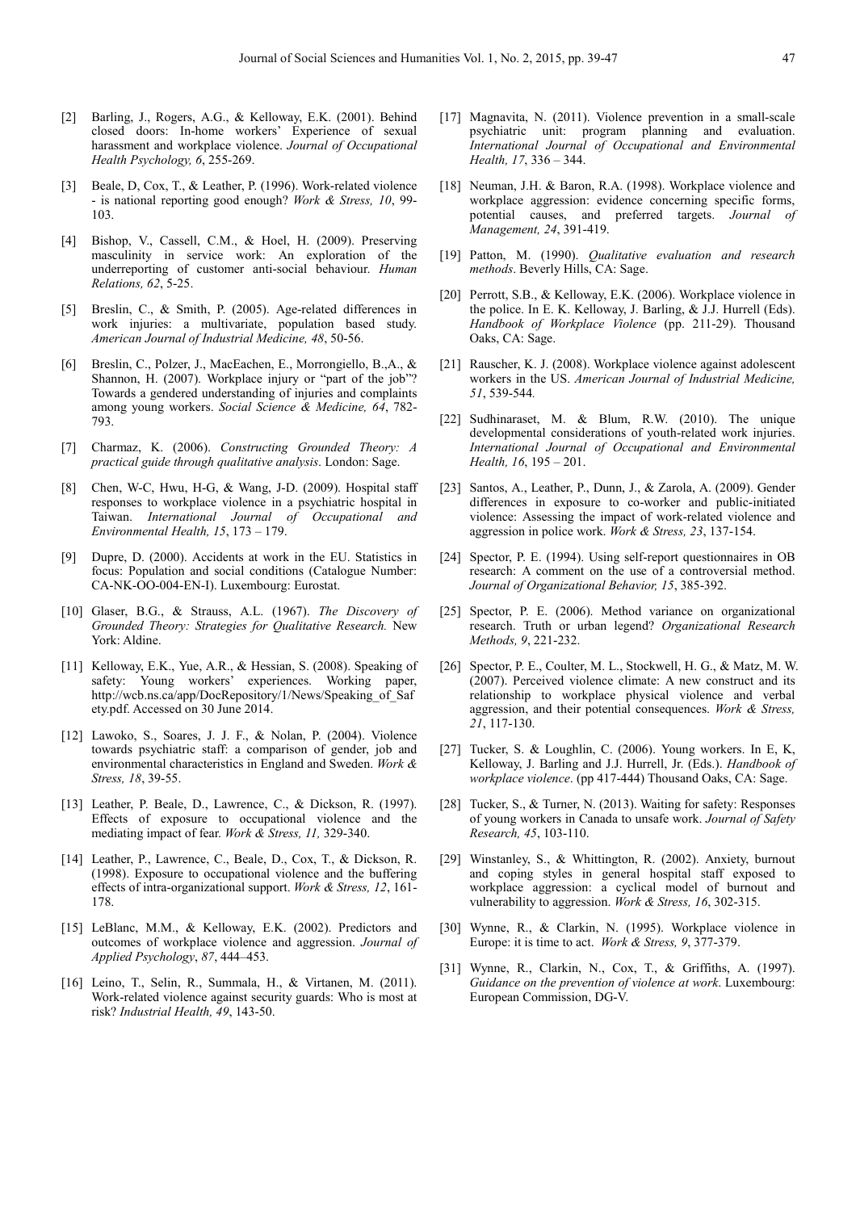[2] Barling, J., Rogers, A.G., & Kelloway, E.K. (2001). Behind closed doors: In-home workers' Experience of sexual harassment and workplace violence. *Journal of Occupational Health Psychology, 6*, 255-269.

[3] Beale, D, Cox, T., & Leather, P. (1996). Work-related violence - is national reporting good enough? *Work & Stress, 10*, 99-103.

[4] Bishop, V., Cassell, C.M., & Hoel, H. (2009). Preserving masculinity in service work: An exploration of the underreporting of customer anti-social behaviour. *Human Relations, 62*, 5-25.

[5] Breslin, C., & Smith, P. (2005). Age-related differences in work injuries: a multivariate, population based study. *American Journal of Industrial Medicine, 48*, 50-56.

[6] Breslin, C., Polzer, J., MacEachen, E., Morrongiello, B.,A., & Shannon, H. (2007). Workplace injury or "part of the job"? Towards a gendered understanding of injuries and complaints among young workers. *Social Science & Medicine, 64*, 782-793.

[7] Charmaz, K. (2006). *Constructing Grounded Theory: A practical guide through qualitative analysis*. London: Sage.

[8] Chen, W-C, Hwu, H-G, & Wang, J-D. (2009). Hospital staff responses to workplace violence in a psychiatric hospital in Taiwan. *International Journal of Occupational and Environmental Health, 15*, 173 – 179.

[9] Dupre, D. (2000). Accidents at work in the EU. Statistics in focus: Population and social conditions (Catalogue Number: CA-NK-OO-004-EN-I). Luxembourg: Eurostat.

[10] Glaser, B.G., & Strauss, A.L. (1967). *The Discovery of Grounded Theory: Strategies for Qualitative Research.* New York: Aldine.

[11] Kelloway, E.K., Yue, A.R., & Hessian, S. (2008). Speaking of safety: Young workers' experiences. Working paper, http://wcb.ns.ca/app/DocRepository/1/News/Speaking_of_Safety.pdf. Accessed on 30 June 2014.

[12] Lawoko, S., Soares, J. J. F., & Nolan, P. (2004). Violence towards psychiatric staff: a comparison of gender, job and environmental characteristics in England and Sweden. *Work & Stress, 18*, 39-55.

[13] Leather, P. Beale, D., Lawrence, C., & Dickson, R. (1997). Effects of exposure to occupational violence and the mediating impact of fear. *Work & Stress, 11,* 329-340.

[14] Leather, P., Lawrence, C., Beale, D., Cox, T., & Dickson, R. (1998). Exposure to occupational violence and the buffering effects of intra-organizational support. *Work & Stress, 12*, 161-178.

[15] LeBlanc, M.M., & Kelloway, E.K. (2002). Predictors and outcomes of workplace violence and aggression. *Journal of Applied Psychology*, *87*, 444–453.

[16] Leino, T., Selin, R., Summala, H., & Virtanen, M. (2011). Work-related violence against security guards: Who is most at risk? *Industrial Health, 49*, 143-50.

[17] Magnavita, N. (2011). Violence prevention in a small-scale psychiatric unit: program planning and evaluation. *International Journal of Occupational and Environmental Health, 17*, 336 – 344.

[18] Neuman, J.H. & Baron, R.A. (1998). Workplace violence and workplace aggression: evidence concerning specific forms, potential causes, and preferred targets. *Journal of Management, 24*, 391-419.

[19] Patton, M. (1990). *Qualitative evaluation and research methods*. Beverly Hills, CA: Sage.

[20] Perrott, S.B., & Kelloway, E.K. (2006). Workplace violence in the police. In E. K. Kelloway, J. Barling, & J.J. Hurrell (Eds). *Handbook of Workplace Violence* (pp. 211-29). Thousand Oaks, CA: Sage.

[21] Rauscher, K. J. (2008). Workplace violence against adolescent workers in the US. *American Journal of Industrial Medicine, 51*, 539-544*.*

[22] Sudhinaraset, M. & Blum, R.W. (2010). The unique developmental considerations of youth-related work injuries. *International Journal of Occupational and Environmental Health, 16*, 195 – 201.

[23] Santos, A., Leather, P., Dunn, J., & Zarola, A. (2009). Gender differences in exposure to co-worker and public-initiated violence: Assessing the impact of work-related violence and aggression in police work. *Work & Stress, 23*, 137-154.

[24] Spector, P. E. (1994). Using self-report questionnaires in OB research: A comment on the use of a controversial method. *Journal of Organizational Behavior, 15*, 385-392.

[25] Spector, P. E. (2006). Method variance on organizational research. Truth or urban legend? *Organizational Research Methods, 9*, 221-232.

[26] Spector, P. E., Coulter, M. L., Stockwell, H. G., & Matz, M. W. (2007). Perceived violence climate: A new construct and its relationship to workplace physical violence and verbal aggression, and their potential consequences. *Work & Stress, 21*, 117-130.

[27] Tucker, S. & Loughlin, C. (2006). Young workers. In E, K, Kelloway, J. Barling and J.J. Hurrell, Jr. (Eds.). *Handbook of workplace violence*. (pp 417-444) Thousand Oaks, CA: Sage.

[28] Tucker, S., & Turner, N. (2013). Waiting for safety: Responses of young workers in Canada to unsafe work. *Journal of Safety Research, 45*, 103-110.

[29] Winstanley, S., & Whittington, R. (2002). Anxiety, burnout and coping styles in general hospital staff exposed to workplace aggression: a cyclical model of burnout and vulnerability to aggression. *Work & Stress, 16*, 302-315.

[30] Wynne, R., & Clarkin, N. (1995). Workplace violence in Europe: it is time to act. *Work & Stress, 9*, 377-379.

[31] Wynne, R., Clarkin, N., Cox, T., & Griffiths, A. (1997). *Guidance on the prevention of violence at work*. Luxembourg: European Commission, DG-V.